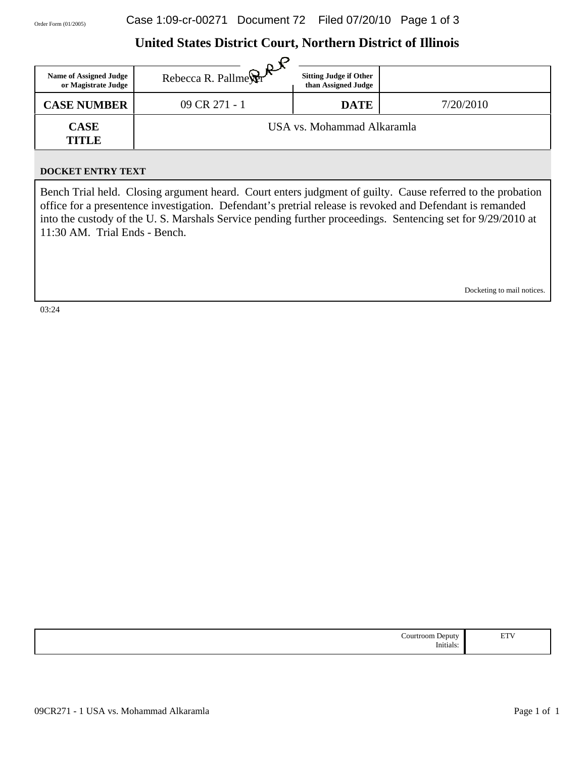Order Form (01/2005)

# United States District Court, Northern District of Illinois

| Name of Assigned Judge or Magistrate Judge | Rebecca R. Pallmeyer | Sitting Judge if Other than Assigned Judge | |
|---|---|---|---|
| **CASE NUMBER** | 09 CR 271 - 1 | **DATE** | 7/20/2010 |
| **CASE TITLE** | USA vs. Mohammad Alkaramla | | |

**DOCKET ENTRY TEXT**

Bench Trial held. Closing argument heard. Court enters judgment of guilty. Cause referred to the probation office for a presentence investigation. Defendant's pretrial release is revoked and Defendant is remanded into the custody of the U. S. Marshals Service pending further proceedings. Sentencing set for 9/29/2010 at 11:30 AM. Trial Ends - Bench.

Docketing to mail notices.

03:24

| Courtroom Deputy Initials: | ETV |
|---|---|

09CR271 - 1 USA vs. Mohammad Alkaramla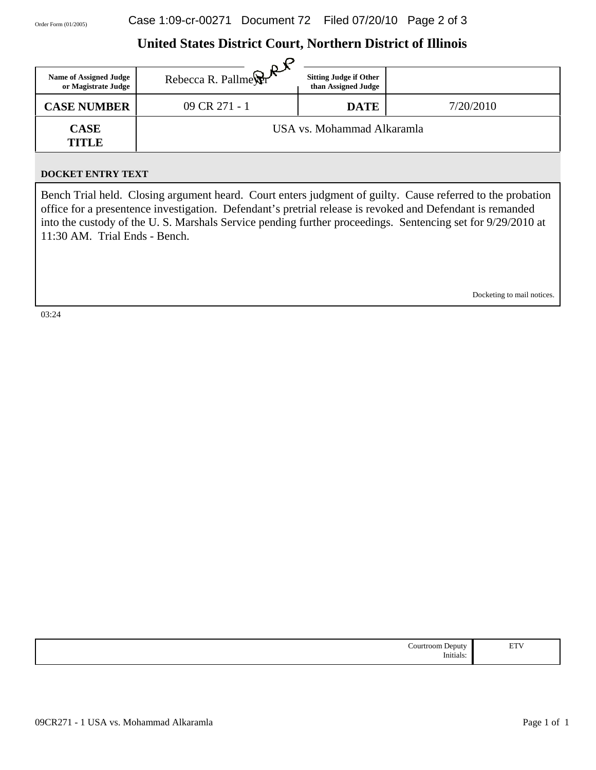Order Form (01/2005)

# United States District Court, Northern District of Illinois

| Name of Assigned Judge or Magistrate Judge | Rebecca R. Pallmeyer | Sitting Judge if Other than Assigned Judge | |
|---|---|---|---|
| **CASE NUMBER** | 09 CR 271 - 1 | **DATE** | 7/20/2010 |
| **CASE TITLE** | USA vs. Mohammad Alkaramla | | |

**DOCKET ENTRY TEXT**

Bench Trial held. Closing argument heard. Court enters judgment of guilty. Cause referred to the probation office for a presentence investigation. Defendant's pretrial release is revoked and Defendant is remanded into the custody of the U. S. Marshals Service pending further proceedings. Sentencing set for 9/29/2010 at 11:30 AM. Trial Ends - Bench.

Docketing to mail notices.

03:24

| Courtroom Deputy Initials: | ETV |
|---|---|

09CR271 - 1 USA vs. Mohammad Alkaramla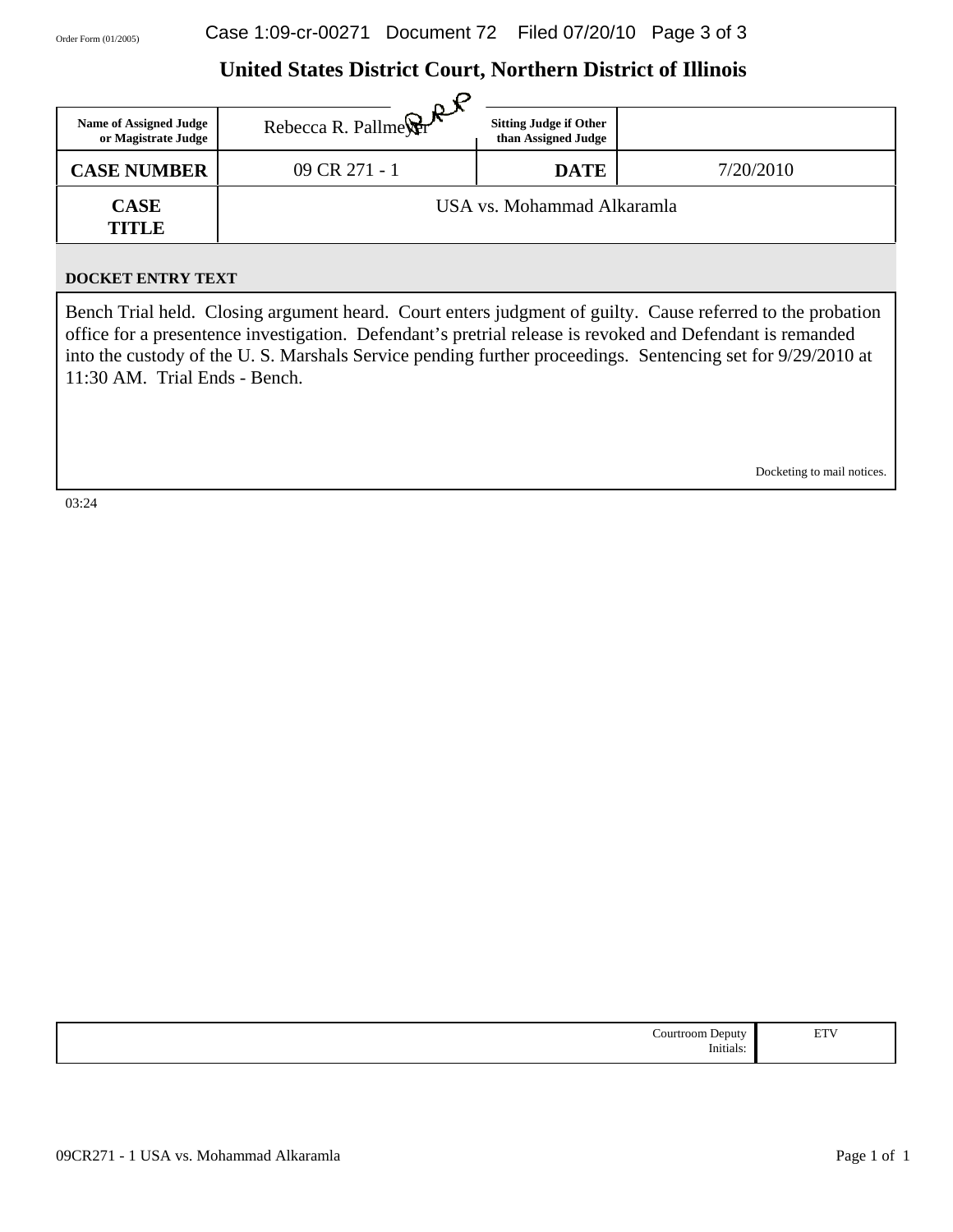Order Form (01/2005)

# United States District Court, Northern District of Illinois

| | | | |
|---|---|---|---|
| **Name of Assigned Judge or Magistrate Judge** | Rebecca R. Pallmeyer | **Sitting Judge if Other than Assigned Judge** | |
| **CASE NUMBER** | 09 CR 271 - 1 | **DATE** | 7/20/2010 |
| **CASE TITLE** | USA vs. Mohammad Alkaramla | | |

**DOCKET ENTRY TEXT**

Bench Trial held. Closing argument heard. Court enters judgment of guilty. Cause referred to the probation office for a presentence investigation. Defendant's pretrial release is revoked and Defendant is remanded into the custody of the U. S. Marshals Service pending further proceedings. Sentencing set for 9/29/2010 at 11:30 AM. Trial Ends - Bench.

Docketing to mail notices.

03:24

| | |
|---|---|
| Courtroom Deputy Initials: | ETV |

09CR271 - 1 USA vs. Mohammad Alkaramla